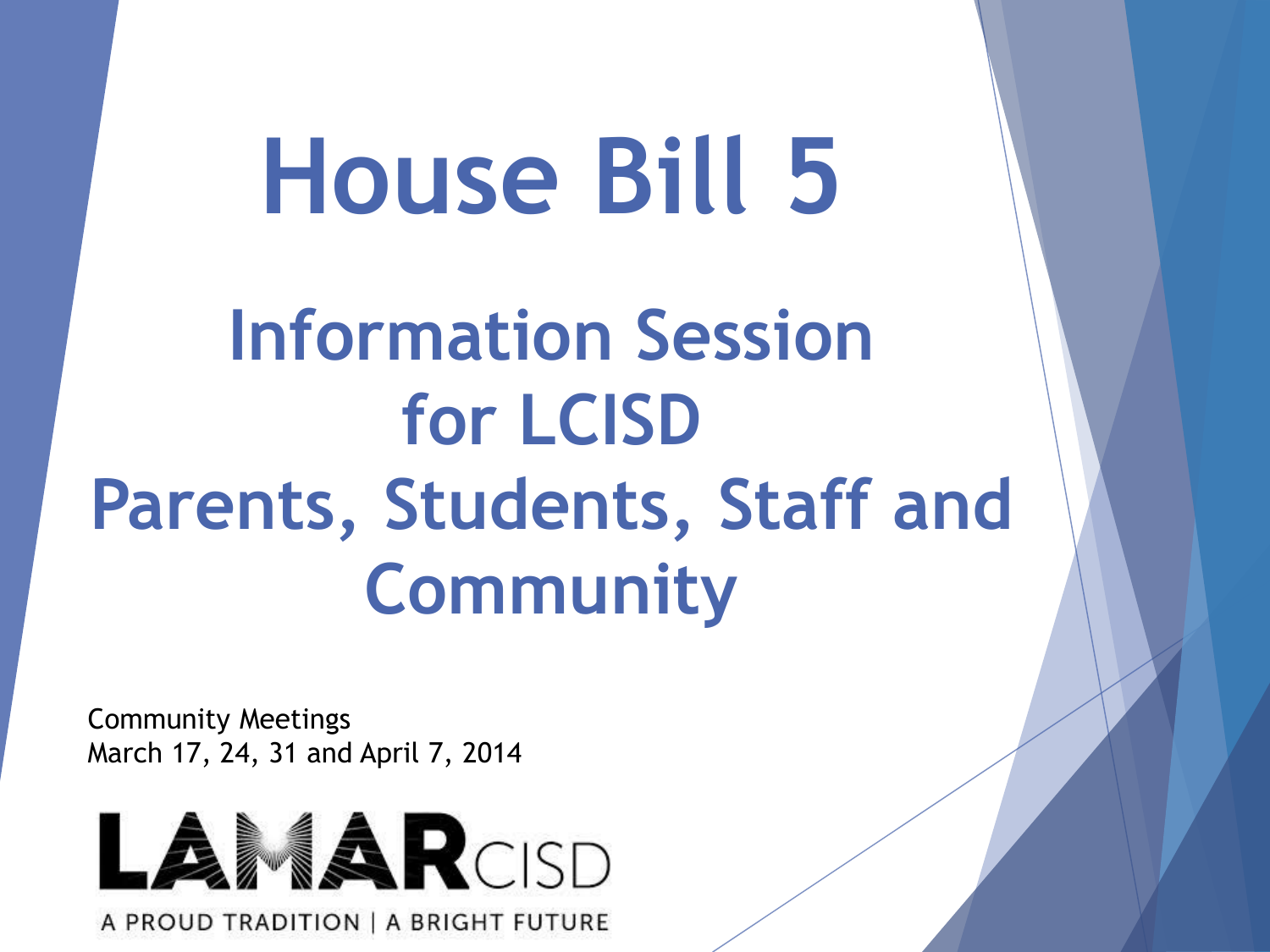# House Bill 5

## Information Session for LCISD Parents, Students, Staff and Community

Community Meetings
March 17, 24, 31 and April 7, 2014

LAMAR CISD

A PROUD TRADITION | A BRIGHT FUTURE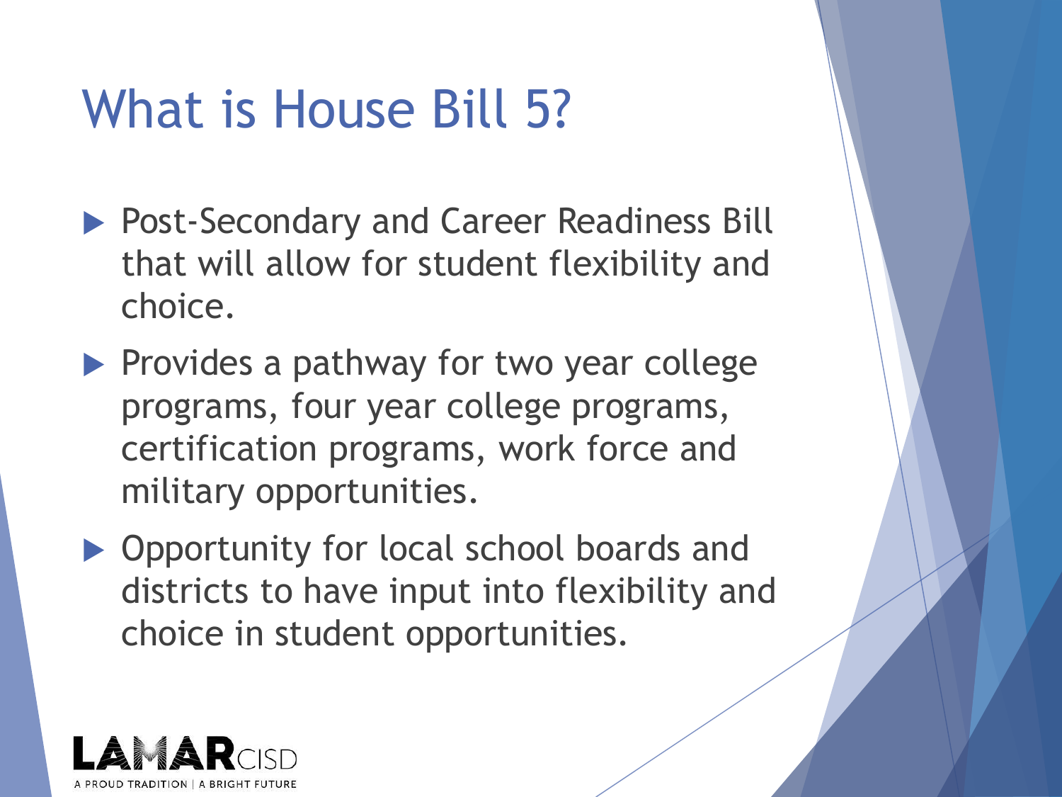# What is House Bill 5?

- Post-Secondary and Career Readiness Bill that will allow for student flexibility and choice.
- Provides a pathway for two year college programs, four year college programs, certification programs, work force and military opportunities.
- Opportunity for local school boards and districts to have input into flexibility and choice in student opportunities.

LAMAR CISD
A PROUD TRADITION | A BRIGHT FUTURE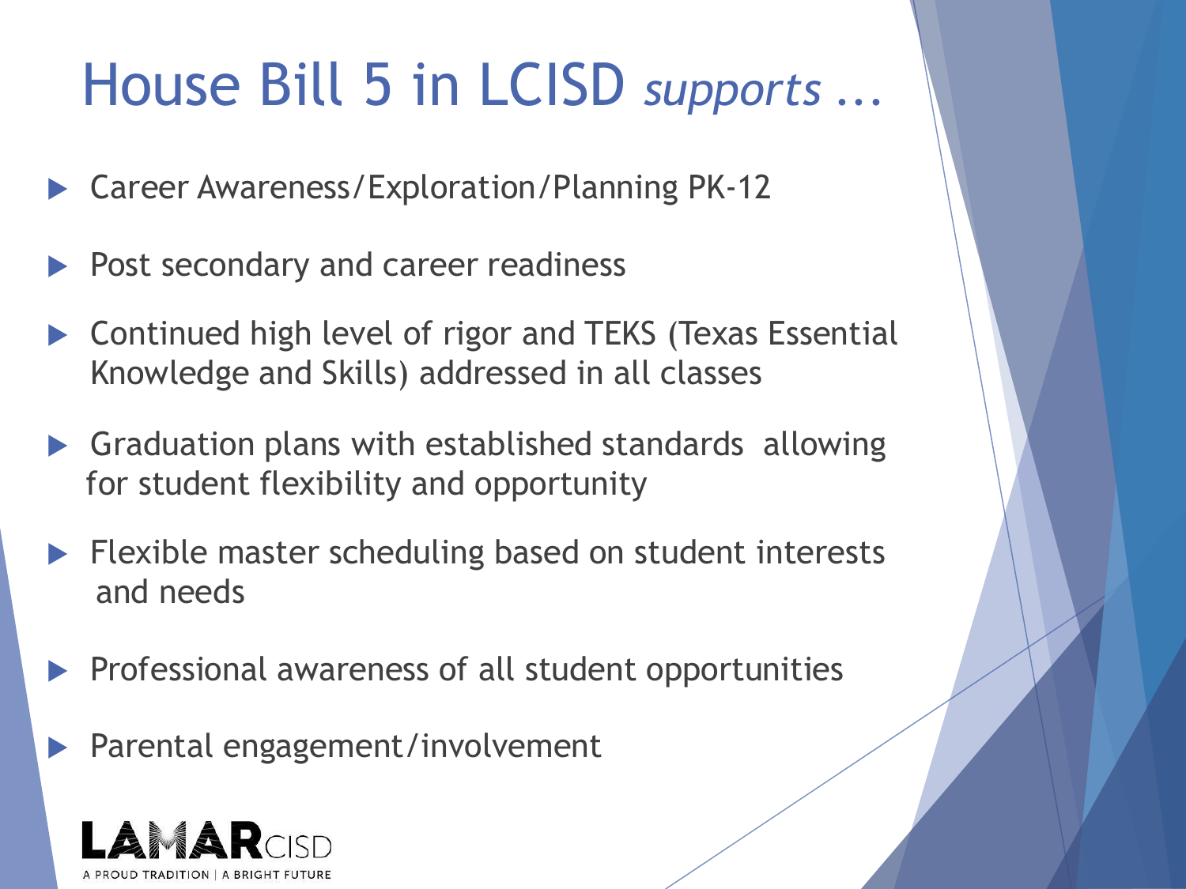# House Bill 5 in LCISD *supports* …

- Career Awareness/Exploration/Planning PK-12
- Post secondary and career readiness
- Continued high level of rigor and TEKS (Texas Essential Knowledge and Skills) addressed in all classes
- Graduation plans with established standards allowing for student flexibility and opportunity
- Flexible master scheduling based on student interests and needs
- Professional awareness of all student opportunities
- Parental engagement/involvement

LAMAR CISD
A PROUD TRADITION | A BRIGHT FUTURE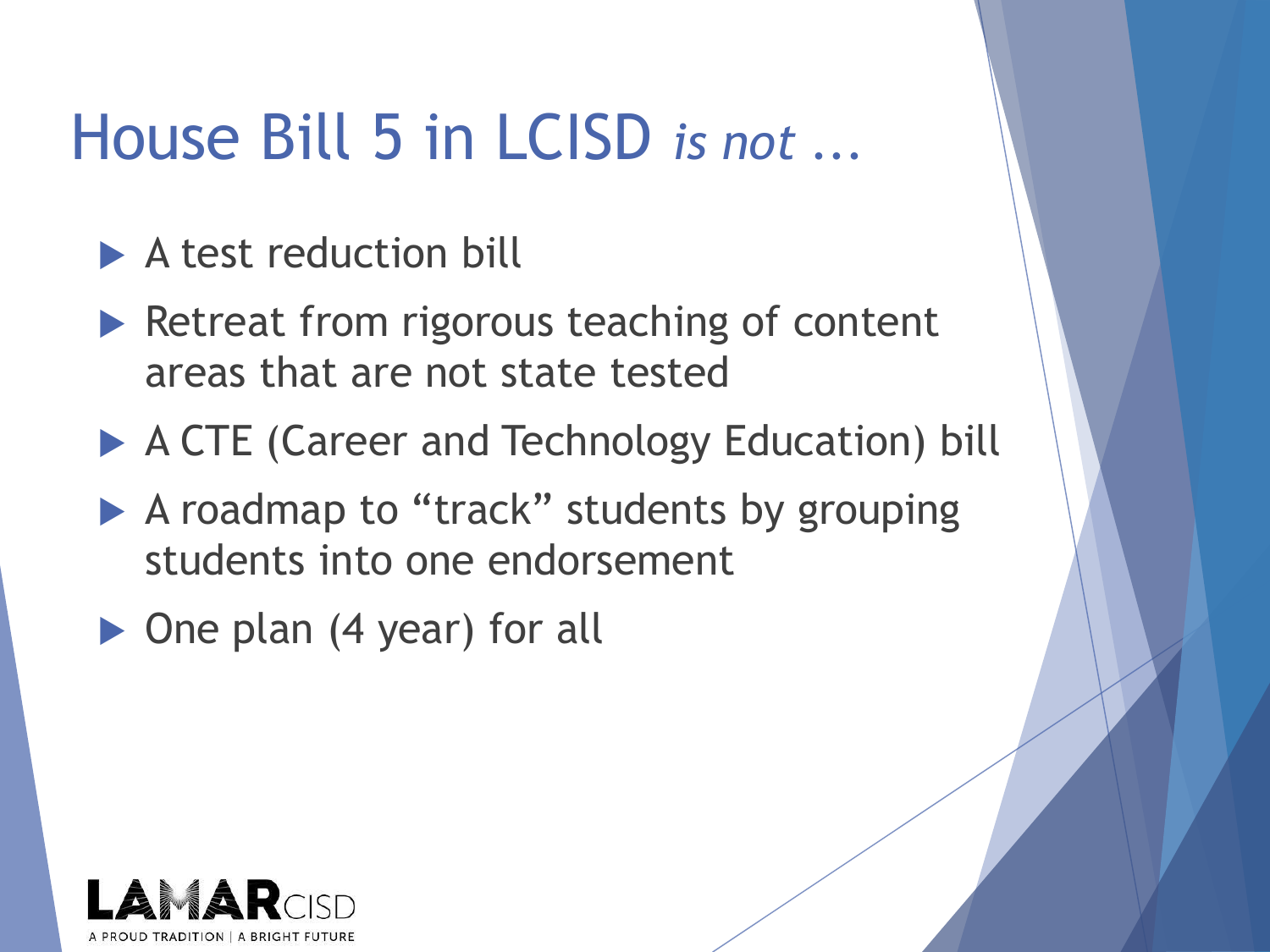# House Bill 5 in LCISD *is not …*

- A test reduction bill
- Retreat from rigorous teaching of content areas that are not state tested
- A CTE (Career and Technology Education) bill
- A roadmap to "track" students by grouping students into one endorsement
- One plan (4 year) for all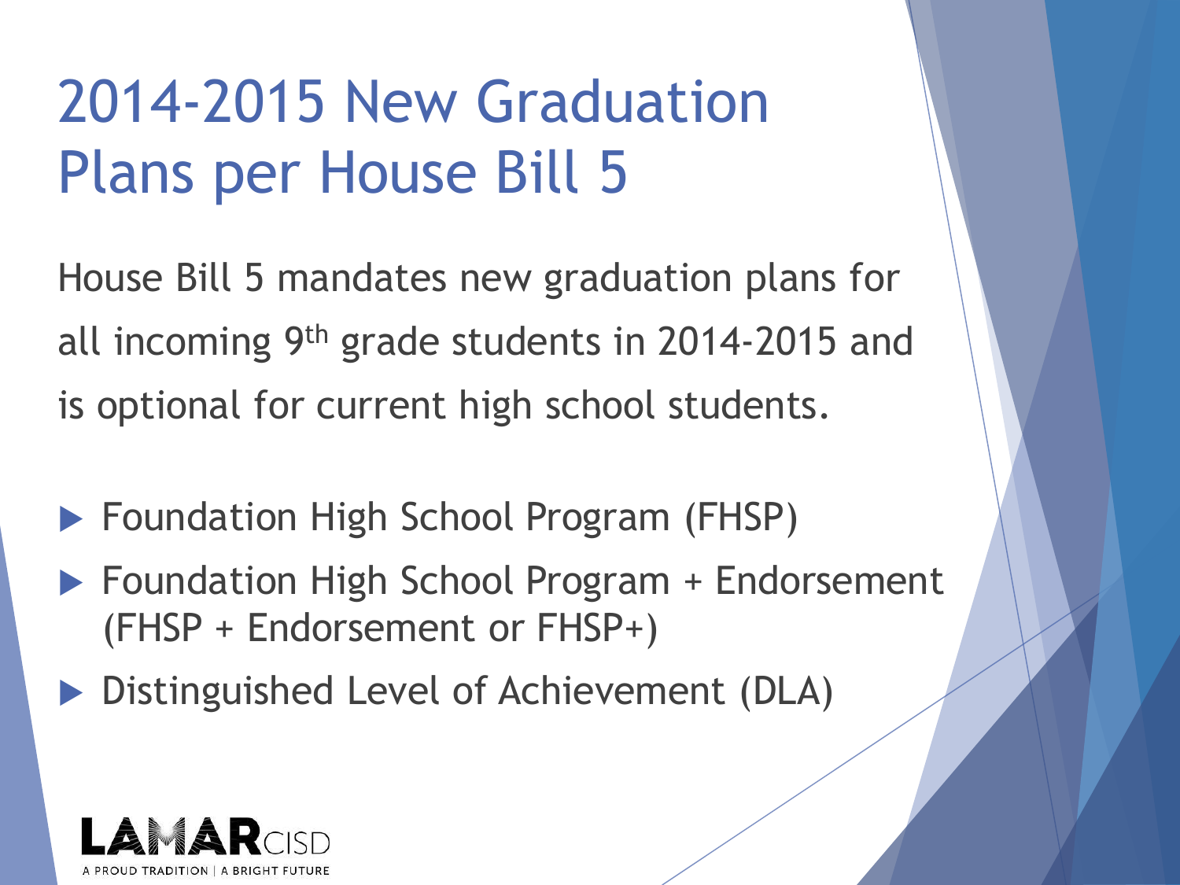# 2014-2015 New Graduation Plans per House Bill 5

House Bill 5 mandates new graduation plans for all incoming 9th grade students in 2014-2015 and is optional for current high school students.

- Foundation High School Program (FHSP)
- Foundation High School Program + Endorsement (FHSP + Endorsement or FHSP+)
- Distinguished Level of Achievement (DLA)

LAMAR CISD
A PROUD TRADITION | A BRIGHT FUTURE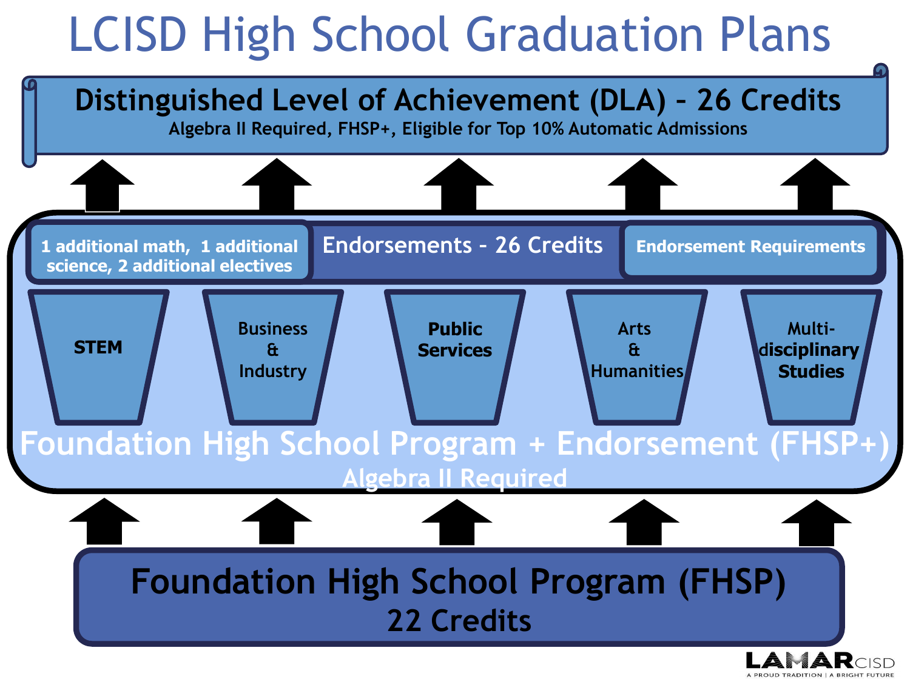# LCISD High School Graduation Plans

## Distinguished Level of Achievement (DLA) - 26 Credits

Algebra II Required, FHSP+, Eligible for Top 10% Automatic Admissions

**1 additional math, 1 additional science, 2 additional electives**

**Endorsements - 26 Credits**

**Endorsement Requirements**

- **STEM**
- Business & Industry
- **Public Services**
- Arts & Humanities
- **Multi-disciplinary Studies**

## Foundation High School Program + Endorsement (FHSP+)

Algebra II Required

## Foundation High School Program (FHSP)

22 Credits

LAMAR CISD
A PROUD TRADITION | A BRIGHT FUTURE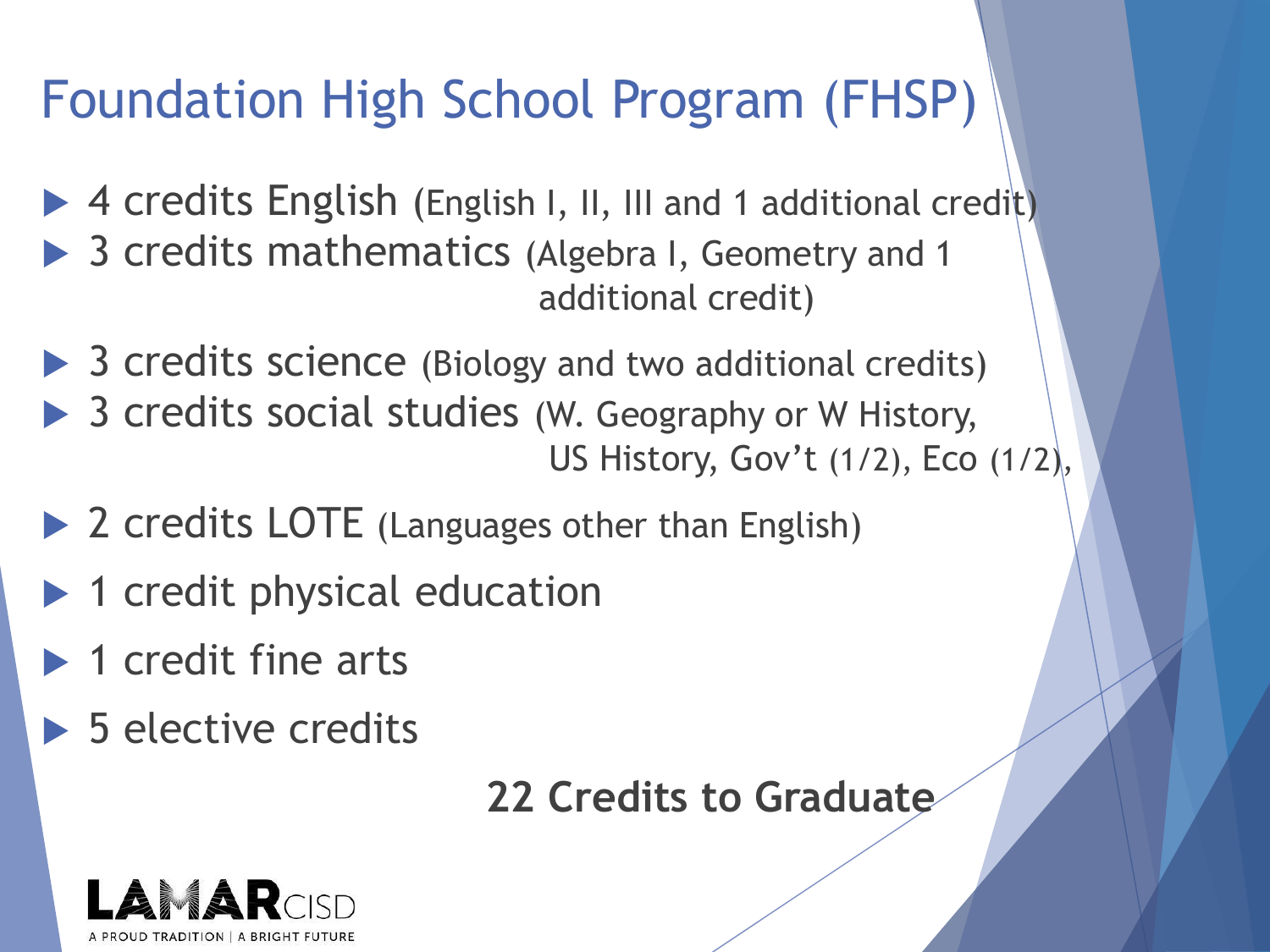# Foundation High School Program (FHSP)

- 4 credits English (English I, II, III and 1 additional credit)
- 3 credits mathematics (Algebra I, Geometry and 1 additional credit)
- 3 credits science (Biology and two additional credits)
- 3 credits social studies (W. Geography or W History, US History, Gov't (1/2), Eco (1/2),
- 2 credits LOTE (Languages other than English)
- 1 credit physical education
- 1 credit fine arts
- 5 elective credits

**22 Credits to Graduate**

LAMAR CISD
A PROUD TRADITION | A BRIGHT FUTURE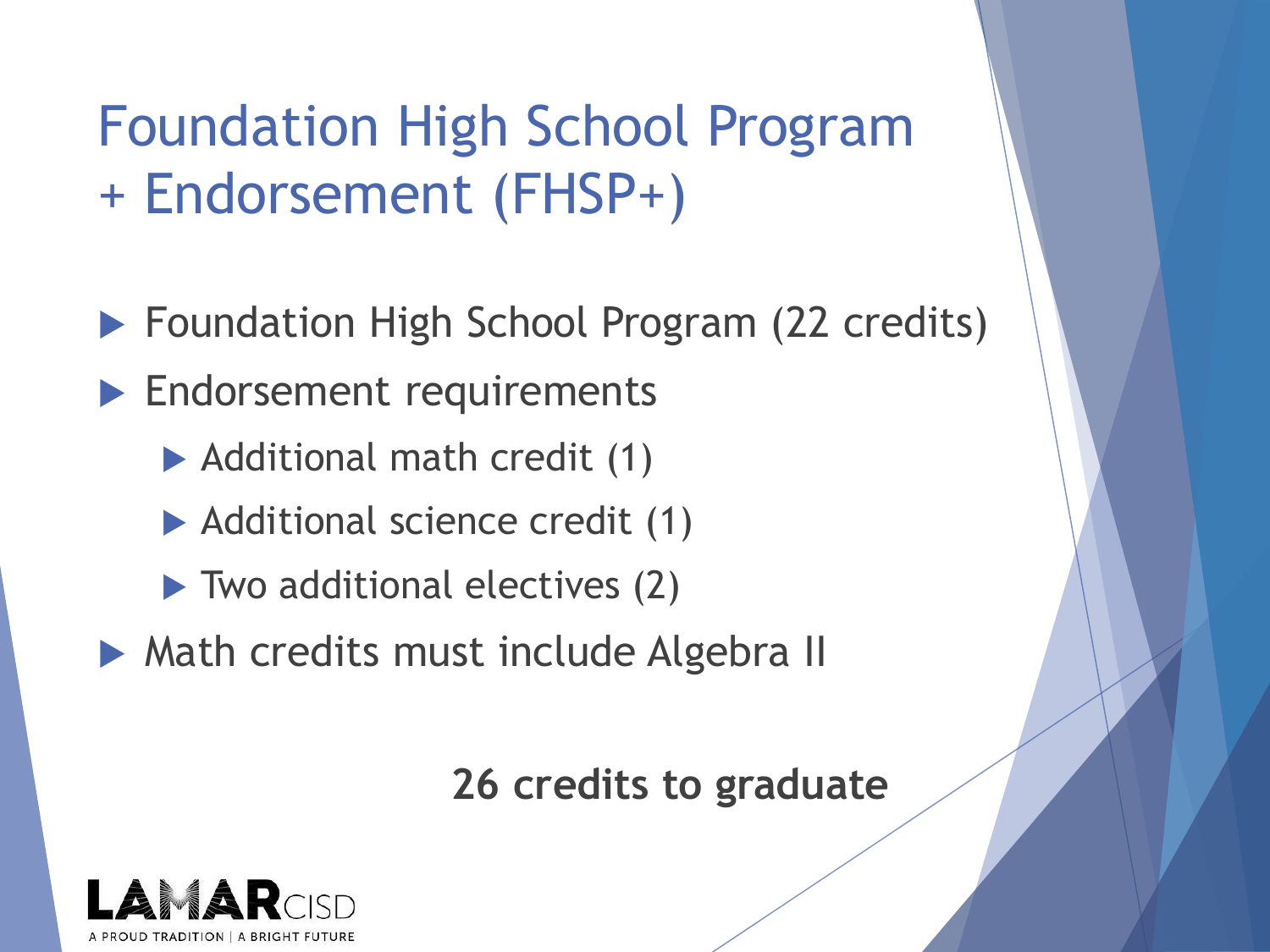# Foundation High School Program + Endorsement (FHSP+)

- Foundation High School Program (22 credits)
- Endorsement requirements
  - Additional math credit (1)
  - Additional science credit (1)
  - Two additional electives (2)
- Math credits must include Algebra II

**26 credits to graduate**

LAMAR CISD
A PROUD TRADITION | A BRIGHT FUTURE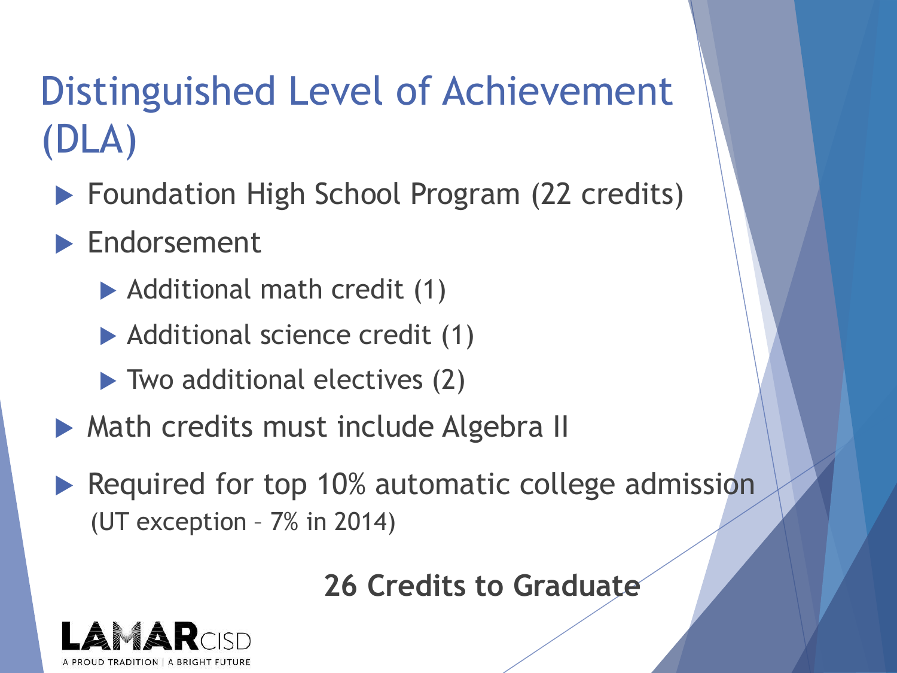# Distinguished Level of Achievement (DLA)

- Foundation High School Program (22 credits)
- Endorsement
  - Additional math credit (1)
  - Additional science credit (1)
  - Two additional electives (2)
- Math credits must include Algebra II
- Required for top 10% automatic college admission (UT exception – 7% in 2014)

**26 Credits to Graduate**

LAMAR CISD
A PROUD TRADITION | A BRIGHT FUTURE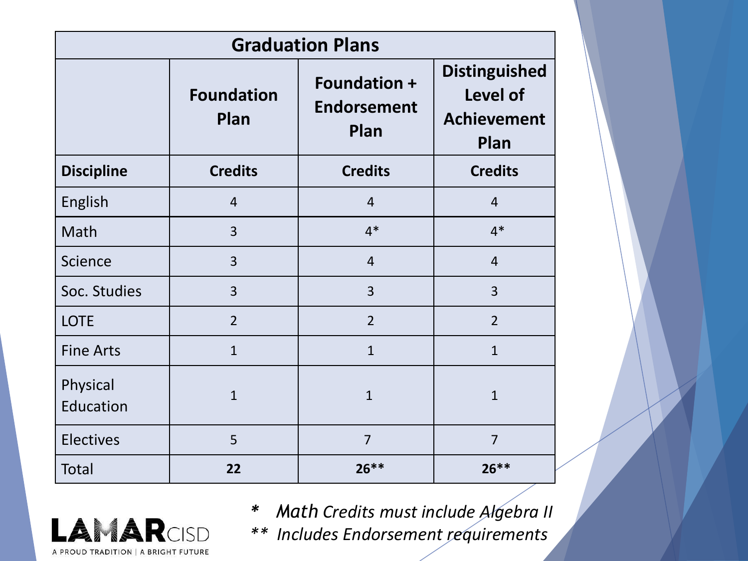| Graduation Plans | | | |
|---|---|---|---|
| | **Foundation Plan** | **Foundation + Endorsement Plan** | **Distinguished Level of Achievement Plan** |
| **Discipline** | **Credits** | **Credits** | **Credits** |
| English | 4 | 4 | 4 |
| Math | 3 | 4* | 4* |
| Science | 3 | 4 | 4 |
| Soc. Studies | 3 | 3 | 3 |
| LOTE | 2 | 2 | 2 |
| Fine Arts | 1 | 1 | 1 |
| Physical Education | 1 | 1 | 1 |
| Electives | 5 | 7 | 7 |
| Total | **22** | **26**** | **26**** |

*\* Math Credits must include Algebra II*

*\*\* Includes Endorsement requirements*

LAMAR CISD

A PROUD TRADITION | A BRIGHT FUTURE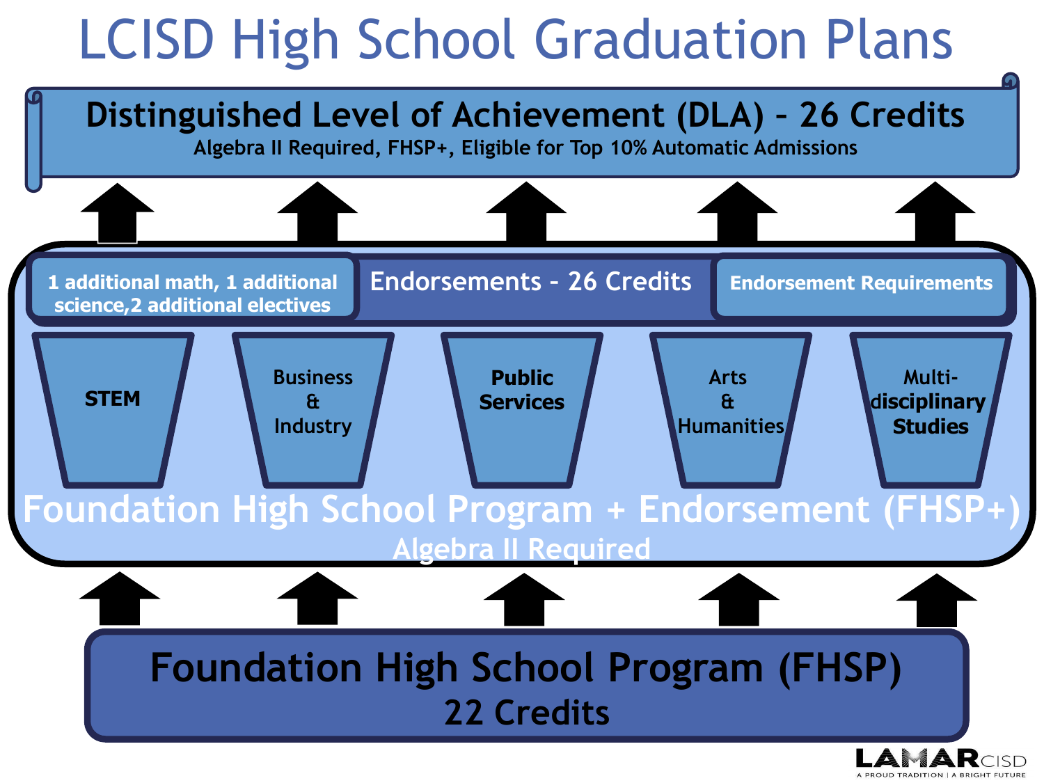# LCISD High School Graduation Plans

## Distinguished Level of Achievement (DLA) - 26 Credits

Algebra II Required, FHSP+, Eligible for Top 10% Automatic Admissions

## Endorsements - 26 Credits

1 additional math, 1 additional science, 2 additional electives

Endorsement Requirements

- STEM
- Business & Industry
- Public Services
- Arts & Humanities
- Multi-disciplinary Studies

## Foundation High School Program + Endorsement (FHSP+)

Algebra II Required

## Foundation High School Program (FHSP)

22 Credits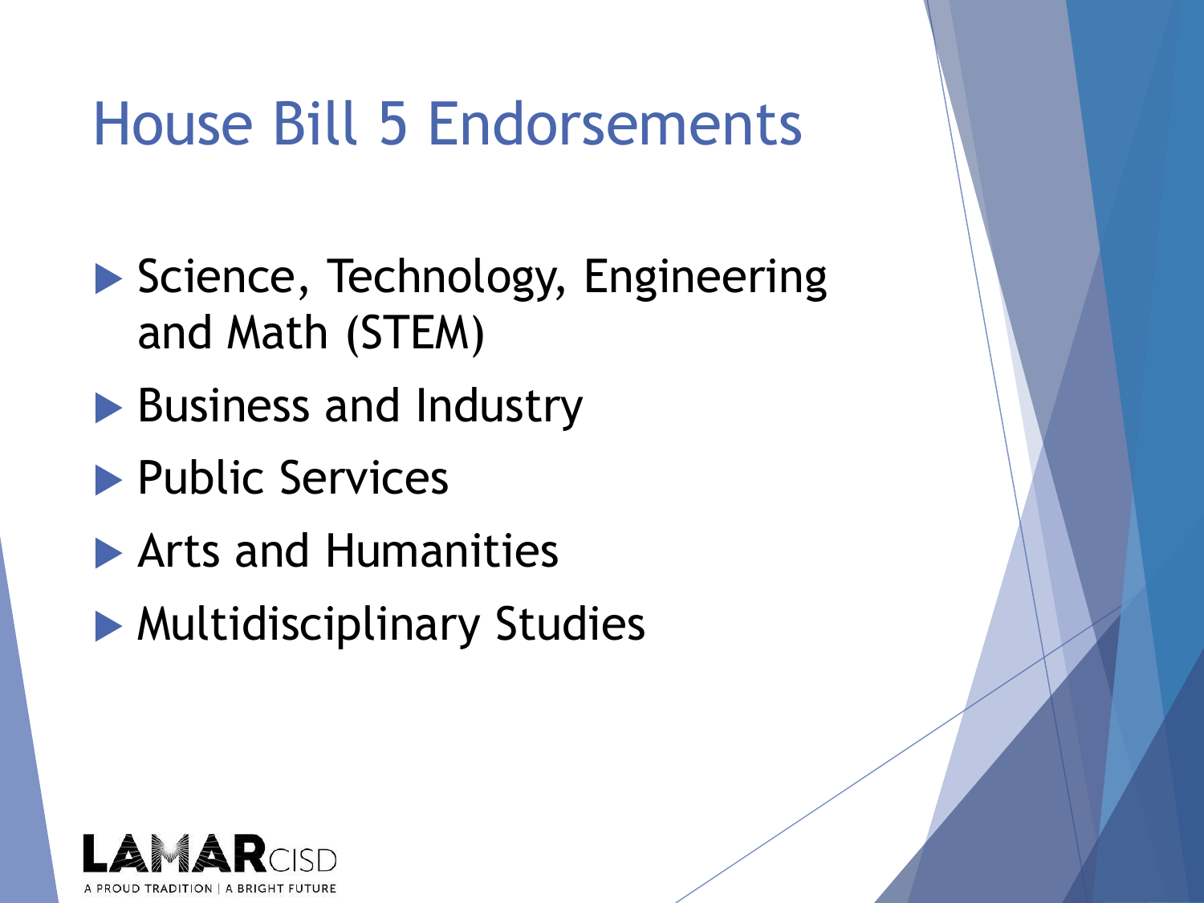# House Bill 5 Endorsements

- Science, Technology, Engineering and Math (STEM)
- Business and Industry
- Public Services
- Arts and Humanities
- Multidisciplinary Studies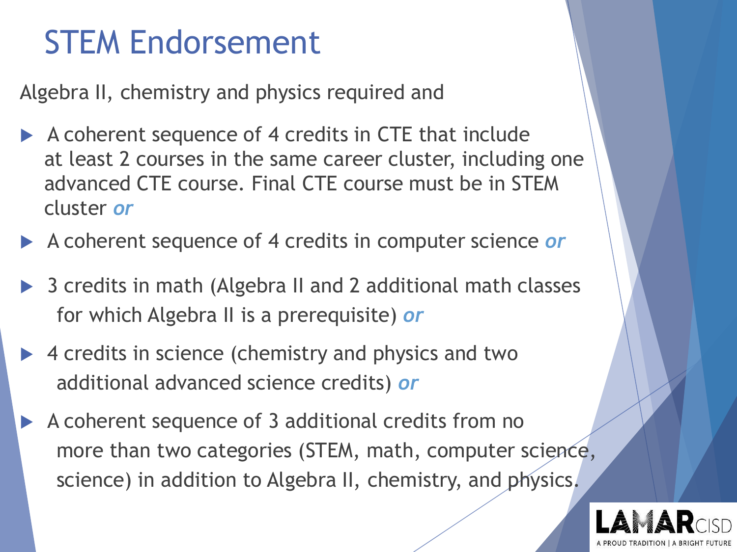# STEM Endorsement

Algebra II, chemistry and physics required and

- A coherent sequence of 4 credits in CTE that include at least 2 courses in the same career cluster, including one advanced CTE course. Final CTE course must be in STEM cluster ***or***
- A coherent sequence of 4 credits in computer science ***or***
- 3 credits in math (Algebra II and 2 additional math classes for which Algebra II is a prerequisite) ***or***
- 4 credits in science (chemistry and physics and two additional advanced science credits) ***or***
- A coherent sequence of 3 additional credits from no more than two categories (STEM, math, computer science, science) in addition to Algebra II, chemistry, and physics.

LAMAR CISD
A PROUD TRADITION | A BRIGHT FUTURE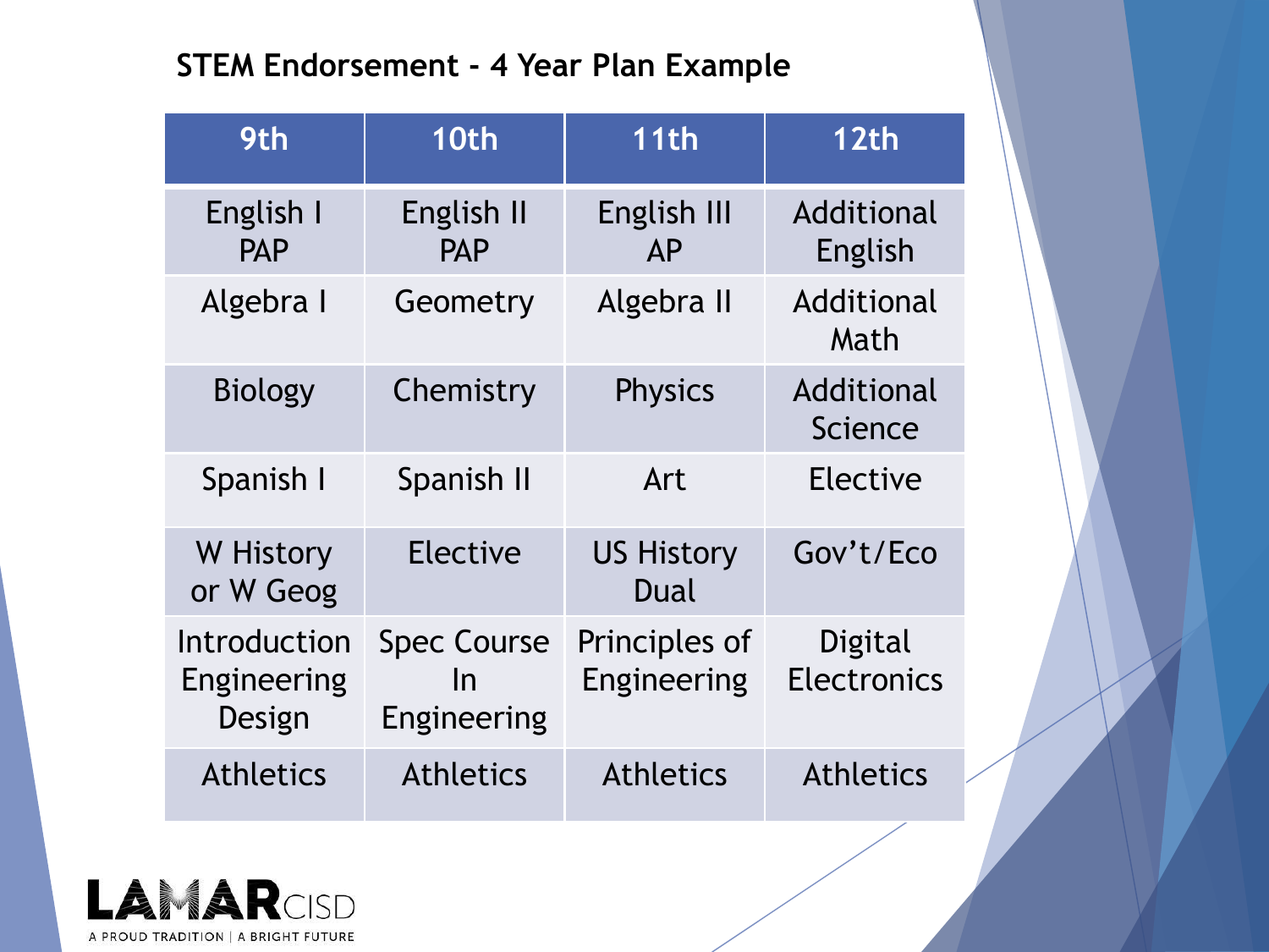## STEM Endorsement - 4 Year Plan Example

| 9th | 10th | 11th | 12th |
|---|---|---|---|
| English I PAP | English II PAP | English III AP | Additional English |
| Algebra I | Geometry | Algebra II | Additional Math |
| Biology | Chemistry | Physics | Additional Science |
| Spanish I | Spanish II | Art | Elective |
| W History or W Geog | Elective | US History Dual | Gov't/Eco |
| Introduction Engineering Design | Spec Course In Engineering | Principles of Engineering | Digital Electronics |
| Athletics | Athletics | Athletics | Athletics |

LAMAR CISD
A PROUD TRADITION | A BRIGHT FUTURE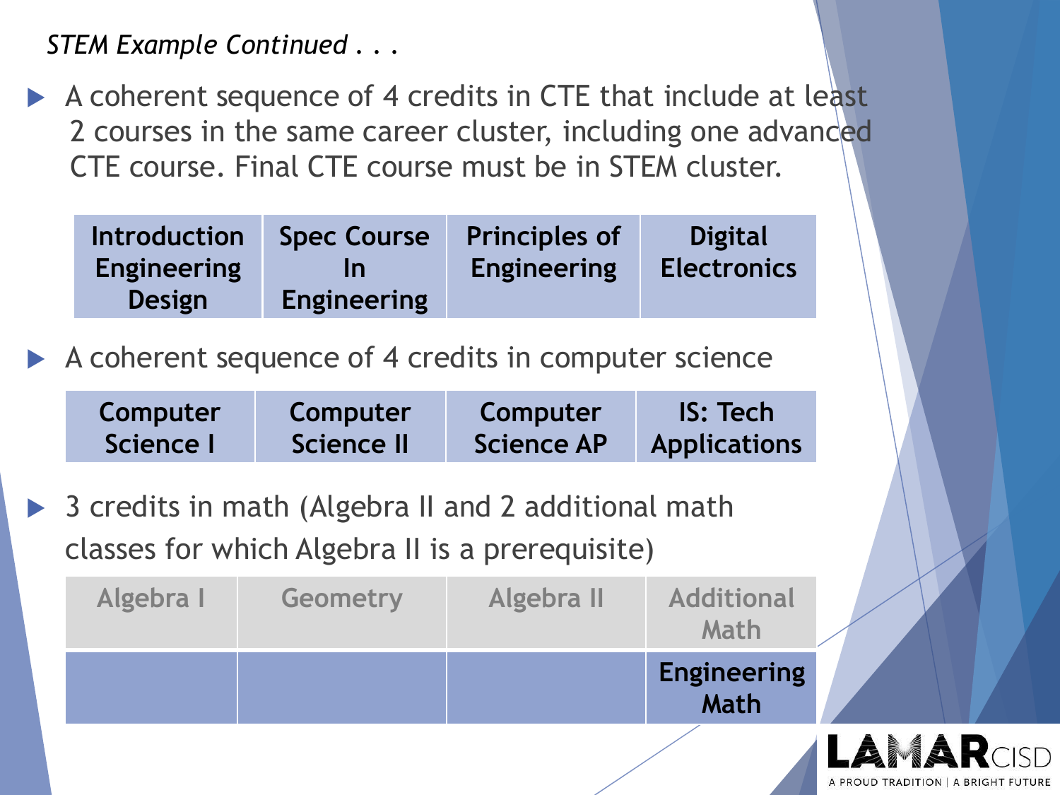*STEM Example Continued . . .*

- A coherent sequence of 4 credits in CTE that include at least 2 courses in the same career cluster, including one advanced CTE course. Final CTE course must be in STEM cluster.

| Introduction Engineering Design | Spec Course In Engineering | Principles of Engineering | Digital Electronics |
|---|---|---|---|

- A coherent sequence of 4 credits in computer science

| Computer Science I | Computer Science II | Computer Science AP | IS: Tech Applications |
|---|---|---|---|

- 3 credits in math (Algebra II and 2 additional math classes for which Algebra II is a prerequisite)

| Algebra I | Geometry | Algebra II | Additional Math |
|---|---|---|---|
| | | | Engineering Math |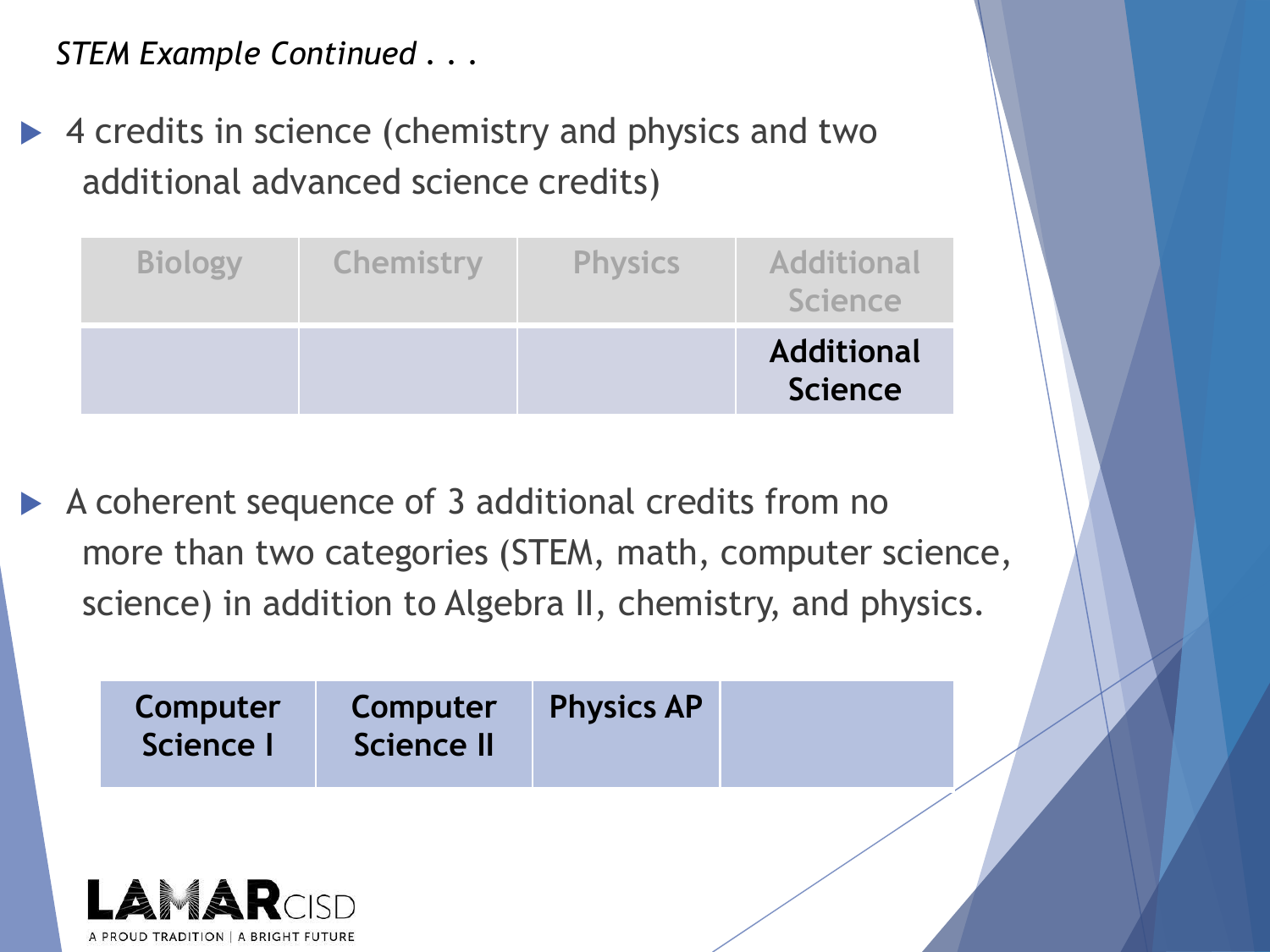*STEM Example Continued . . .*

- 4 credits in science (chemistry and physics and two additional advanced science credits)

| Biology | Chemistry | Physics | Additional Science |
|---|---|---|---|
| | | | **Additional Science** |

- A coherent sequence of 3 additional credits from no more than two categories (STEM, math, computer science, science) in addition to Algebra II, chemistry, and physics.

| **Computer Science I** | **Computer Science II** | **Physics AP** | |
|---|---|---|---|

LAMAR CISD
A PROUD TRADITION | A BRIGHT FUTURE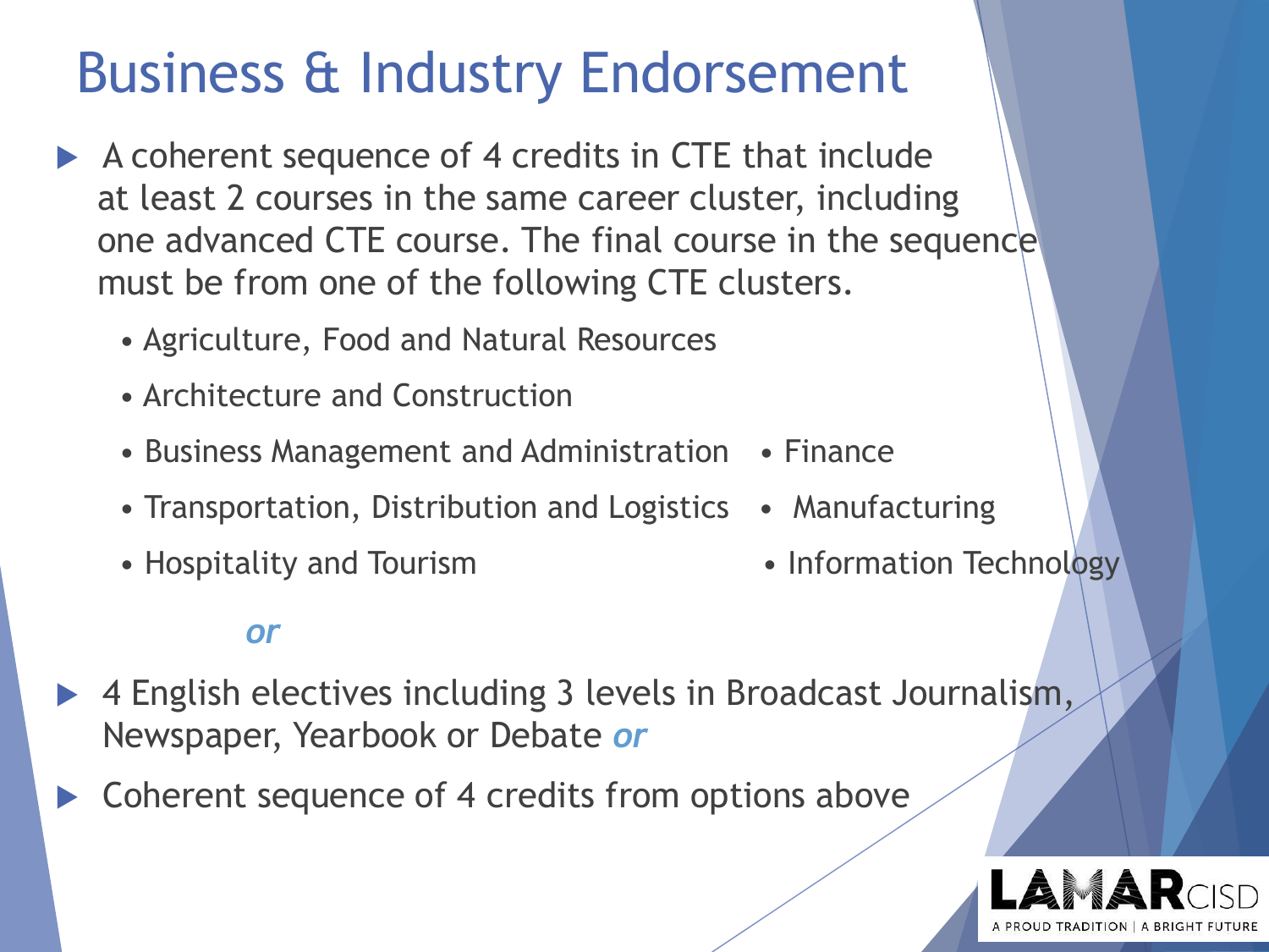# Business & Industry Endorsement

- A coherent sequence of 4 credits in CTE that include at least 2 courses in the same career cluster, including one advanced CTE course. The final course in the sequence must be from one of the following CTE clusters.
  - Agriculture, Food and Natural Resources
  - Architecture and Construction
  - Business Management and Administration
  - Transportation, Distribution and Logistics
  - Hospitality and Tourism
  - Finance
  - Manufacturing
  - Information Technology

*or*

- 4 English electives including 3 levels in Broadcast Journalism, Newspaper, Yearbook or Debate *or*
- Coherent sequence of 4 credits from options above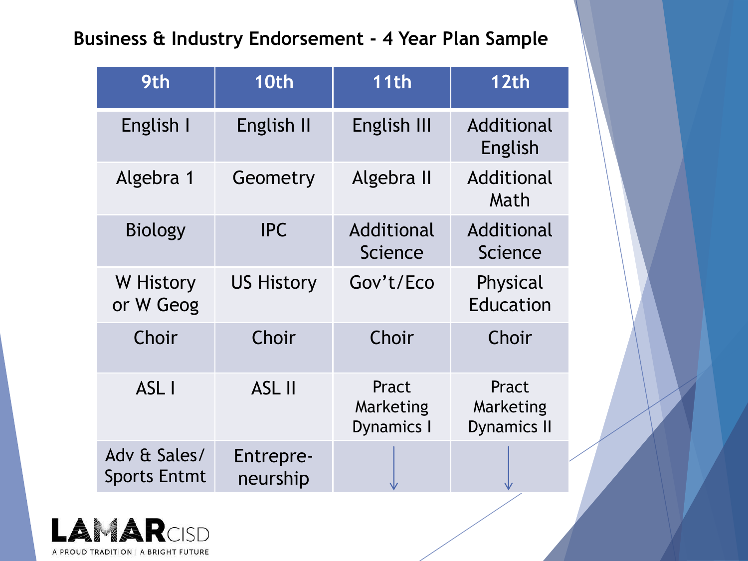## Business & Industry Endorsement - 4 Year Plan Sample

| 9th | 10th | 11th | 12th |
|---|---|---|---|
| English I | English II | English III | Additional English |
| Algebra 1 | Geometry | Algebra II | Additional Math |
| Biology | IPC | Additional Science | Additional Science |
| W History or W Geog | US History | Gov't/Eco | Physical Education |
| Choir | Choir | Choir | Choir |
| ASL I | ASL II | Pract Marketing Dynamics I | Pract Marketing Dynamics II |
| Adv & Sales/ Sports Entmt | Entrepre-neurship | ↓ | ↓ |

LAMAR CISD
A PROUD TRADITION | A BRIGHT FUTURE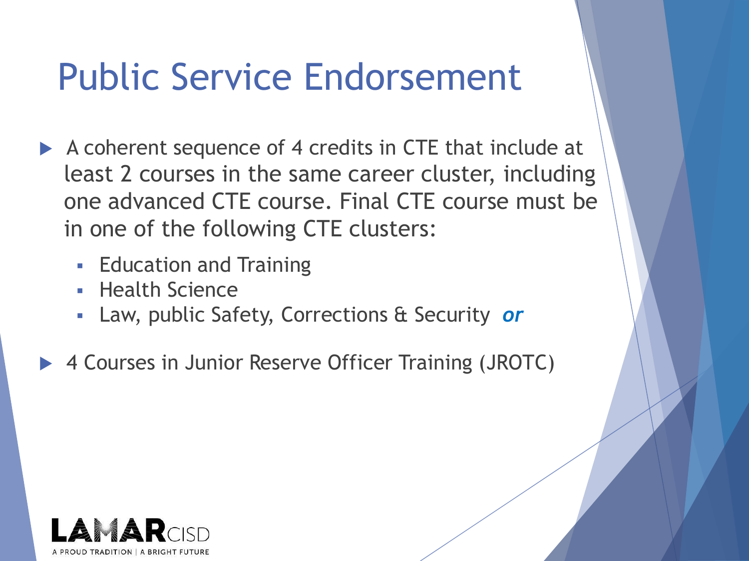# Public Service Endorsement

- A coherent sequence of 4 credits in CTE that include at least 2 courses in the same career cluster, including one advanced CTE course. Final CTE course must be in one of the following CTE clusters:
  - Education and Training
  - Health Science
  - Law, public Safety, Corrections & Security ***or***
- 4 Courses in Junior Reserve Officer Training (JROTC)

LAMAR CISD
A PROUD TRADITION | A BRIGHT FUTURE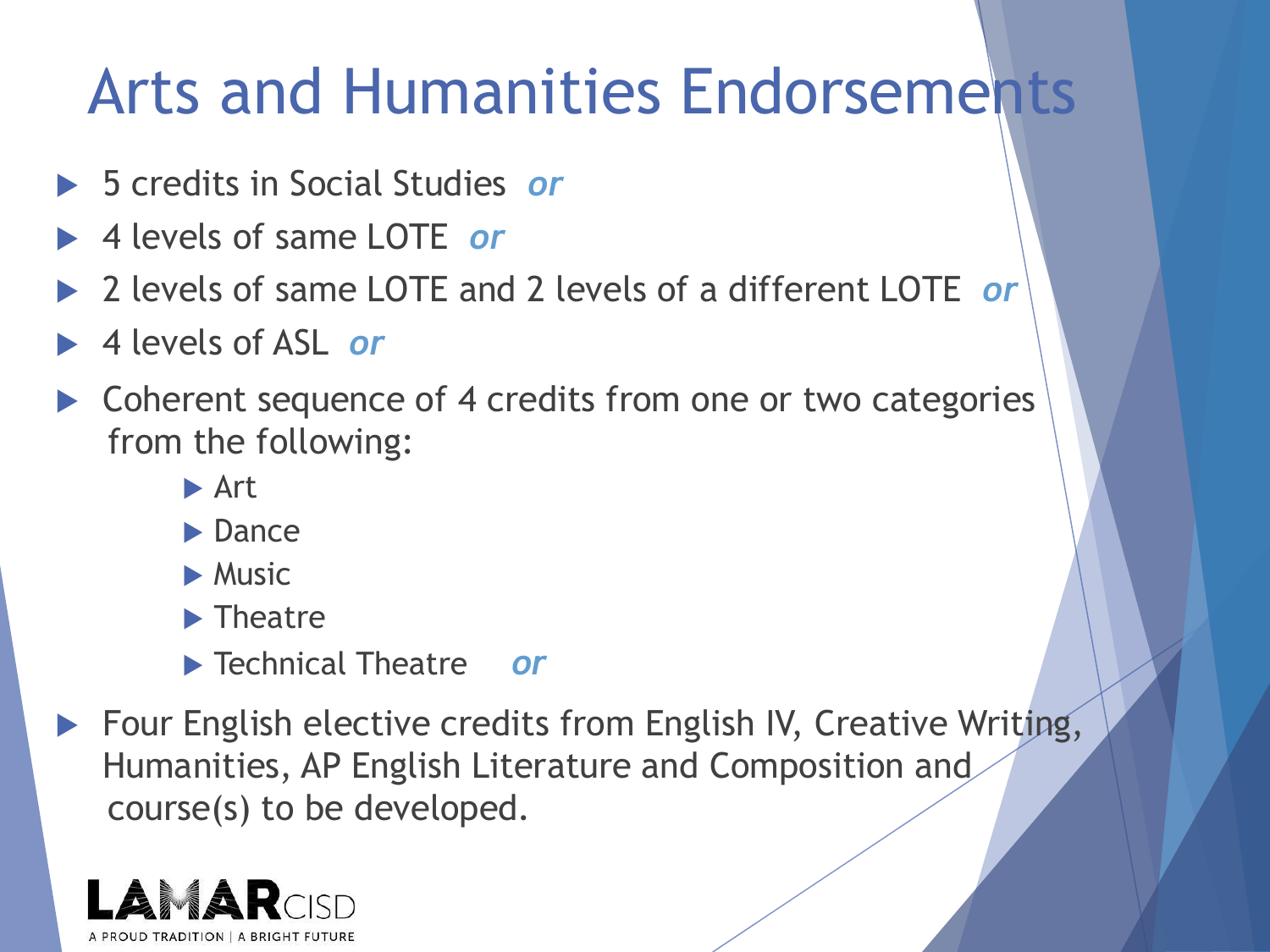# Arts and Humanities Endorsements

- 5 credits in Social Studies *or*
- 4 levels of same LOTE *or*
- 2 levels of same LOTE and 2 levels of a different LOTE *or*
- 4 levels of ASL *or*
- Coherent sequence of 4 credits from one or two categories from the following:
  - Art
  - Dance
  - Music
  - Theatre
  - Technical Theatre *or*
- Four English elective credits from English IV, Creative Writing, Humanities, AP English Literature and Composition and course(s) to be developed.

LAMAR CISD
A PROUD TRADITION | A BRIGHT FUTURE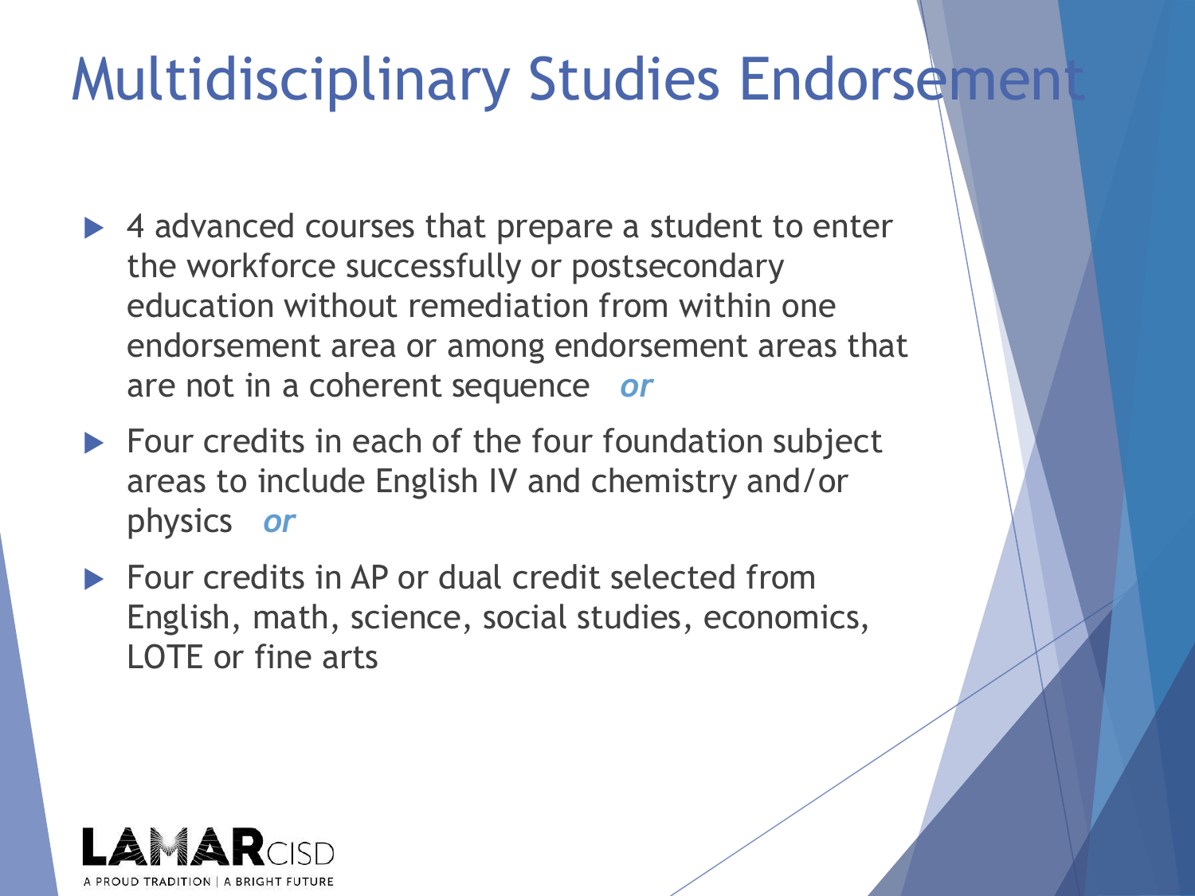# Multidisciplinary Studies Endorsement

- 4 advanced courses that prepare a student to enter the workforce successfully or postsecondary education without remediation from within one endorsement area or among endorsement areas that are not in a coherent sequence *or*
- Four credits in each of the four foundation subject areas to include English IV and chemistry and/or physics *or*
- Four credits in AP or dual credit selected from English, math, science, social studies, economics, LOTE or fine arts

LAMAR CISD
A PROUD TRADITION | A BRIGHT FUTURE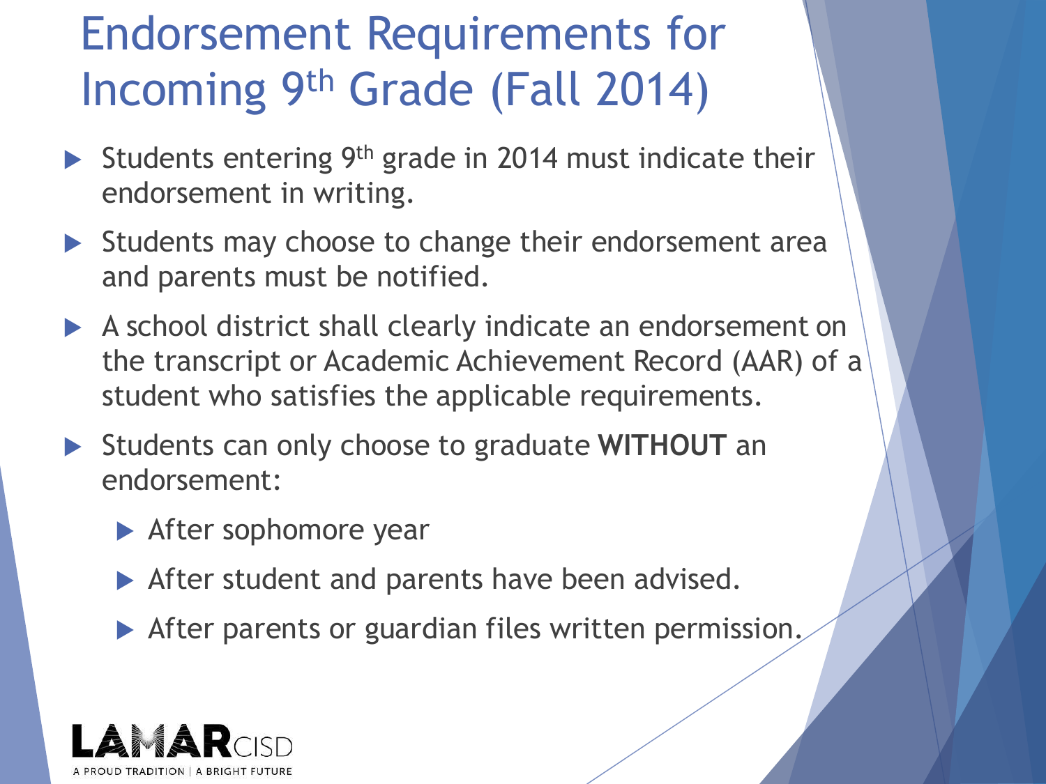# Endorsement Requirements for Incoming 9th Grade (Fall 2014)

- Students entering 9th grade in 2014 must indicate their endorsement in writing.
- Students may choose to change their endorsement area and parents must be notified.
- A school district shall clearly indicate an endorsement on the transcript or Academic Achievement Record (AAR) of a student who satisfies the applicable requirements.
- Students can only choose to graduate **WITHOUT** an endorsement:
  - After sophomore year
  - After student and parents have been advised.
  - After parents or guardian files written permission.

LAMAR CISD
A PROUD TRADITION | A BRIGHT FUTURE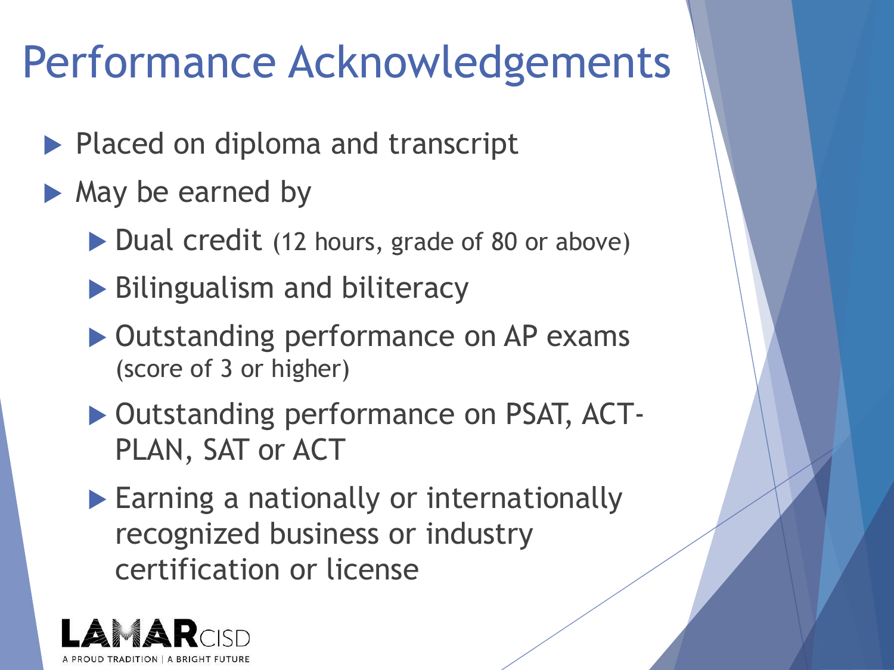# Performance Acknowledgements

- Placed on diploma and transcript
- May be earned by
  - Dual credit (12 hours, grade of 80 or above)
  - Bilingualism and biliteracy
  - Outstanding performance on AP exams (score of 3 or higher)
  - Outstanding performance on PSAT, ACT-PLAN, SAT or ACT
  - Earning a nationally or internationally recognized business or industry certification or license

LAMAR CISD
A PROUD TRADITION | A BRIGHT FUTURE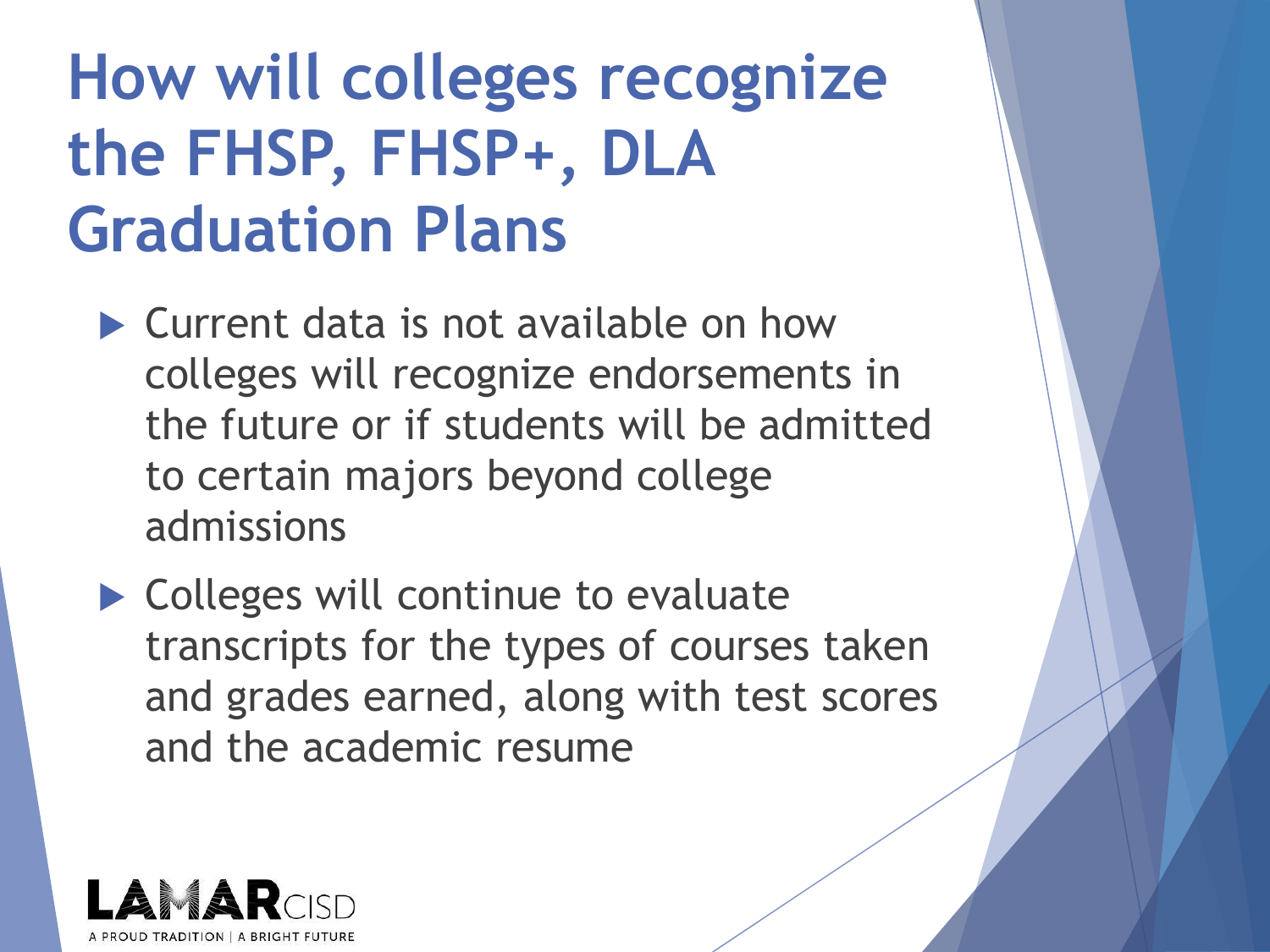# How will colleges recognize the FHSP, FHSP+, DLA Graduation Plans

- Current data is not available on how colleges will recognize endorsements in the future or if students will be admitted to certain majors beyond college admissions
- Colleges will continue to evaluate transcripts for the types of courses taken and grades earned, along with test scores and the academic resume

LAMAR CISD
A PROUD TRADITION | A BRIGHT FUTURE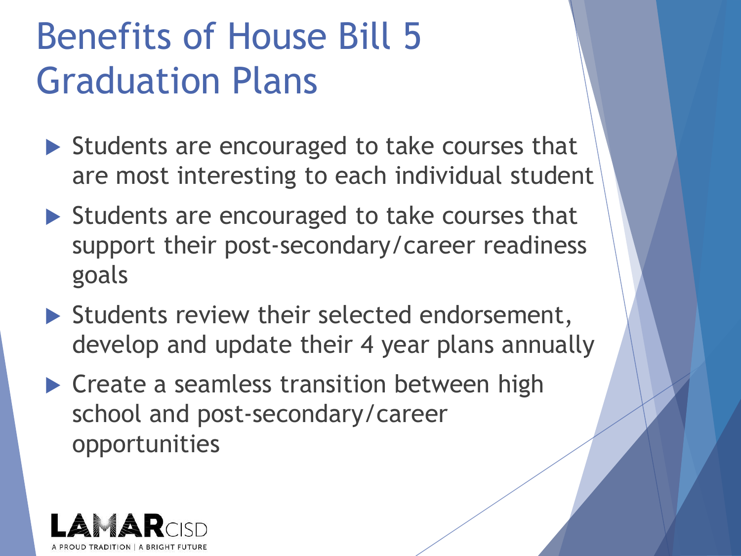# Benefits of House Bill 5 Graduation Plans

- Students are encouraged to take courses that are most interesting to each individual student
- Students are encouraged to take courses that support their post-secondary/career readiness goals
- Students review their selected endorsement, develop and update their 4 year plans annually
- Create a seamless transition between high school and post-secondary/career opportunities

LAMAR CISD
A PROUD TRADITION | A BRIGHT FUTURE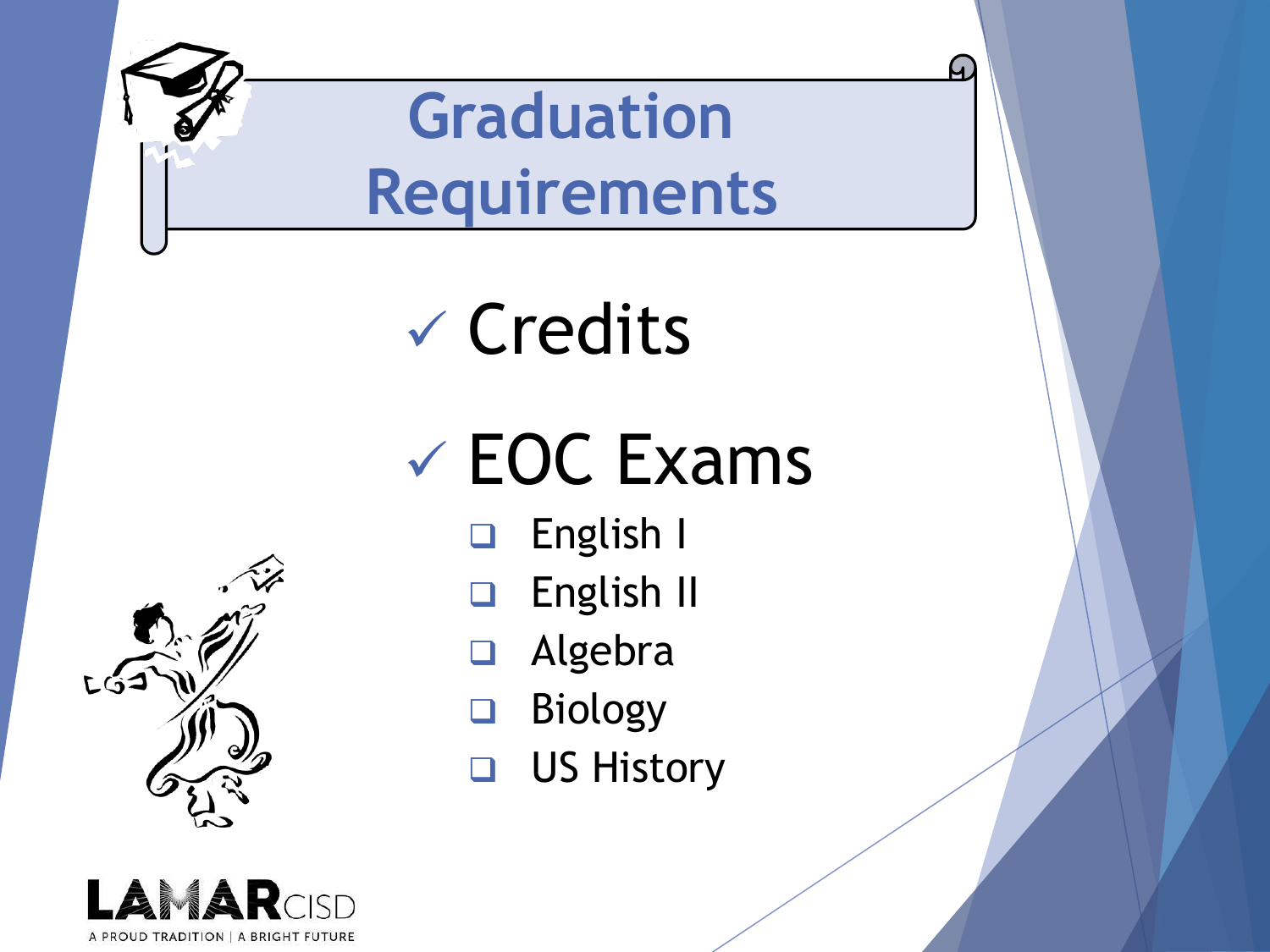# Graduation Requirements

- ✓ Credits
- ✓ EOC Exams
  - ❑ English I
  - ❑ English II
  - ❑ Algebra
  - ❑ Biology
  - ❑ US History

LAMAR CISD
A PROUD TRADITION | A BRIGHT FUTURE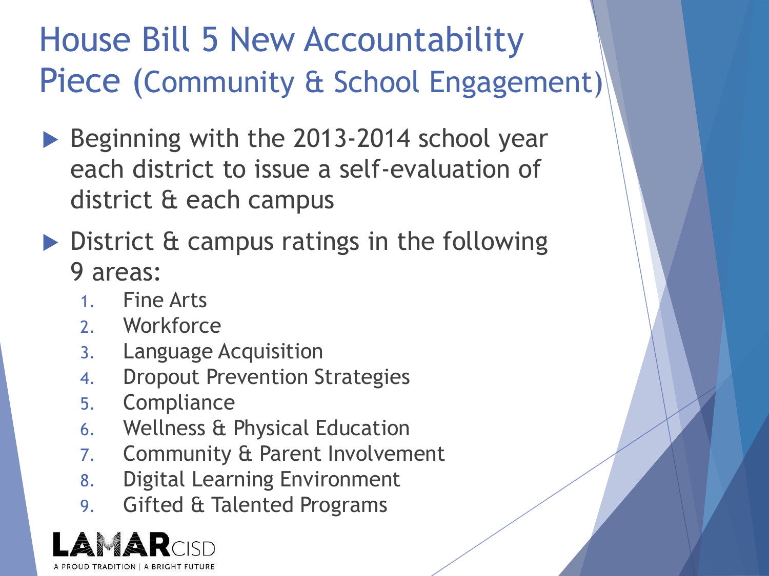# House Bill 5 New Accountability Piece (Community & School Engagement)

- Beginning with the 2013-2014 school year each district to issue a self-evaluation of district & each campus
- District & campus ratings in the following 9 areas:
  1. Fine Arts
  2. Workforce
  3. Language Acquisition
  4. Dropout Prevention Strategies
  5. Compliance
  6. Wellness & Physical Education
  7. Community & Parent Involvement
  8. Digital Learning Environment
  9. Gifted & Talented Programs

LAMAR CISD
A PROUD TRADITION | A BRIGHT FUTURE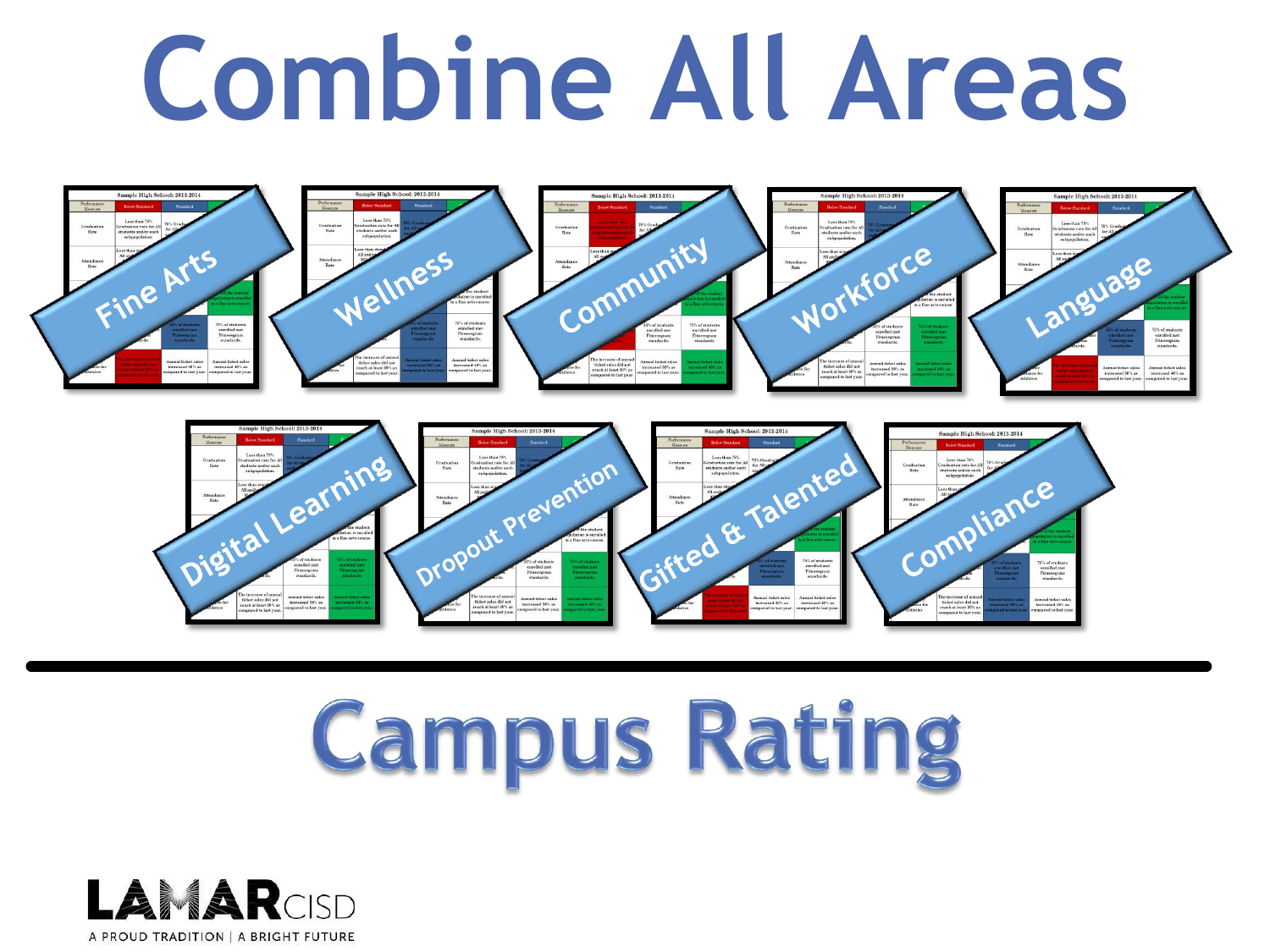# Combine All Areas

- Fine Arts
- Wellness
- Community
- Workforce
- Language
- Digital Learning
- Dropout Prevention
- Gifted & Talented
- Compliance

---

# Campus Rating

LAMAR CISD
A PROUD TRADITION | A BRIGHT FUTURE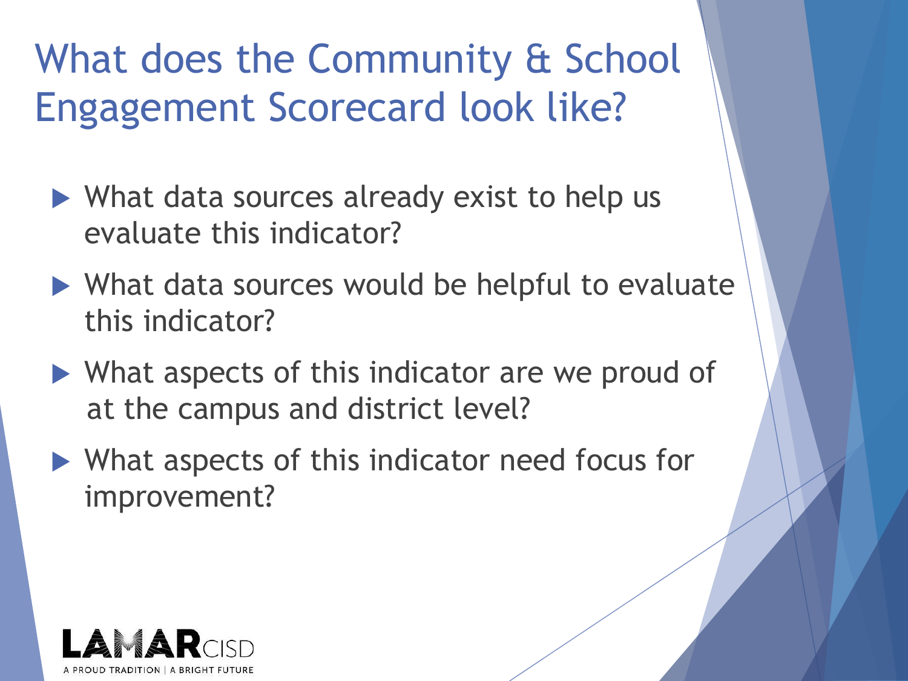# What does the Community & School Engagement Scorecard look like?

- What data sources already exist to help us evaluate this indicator?
- What data sources would be helpful to evaluate this indicator?
- What aspects of this indicator are we proud of at the campus and district level?
- What aspects of this indicator need focus for improvement?

LAMAR CISD
A PROUD TRADITION | A BRIGHT FUTURE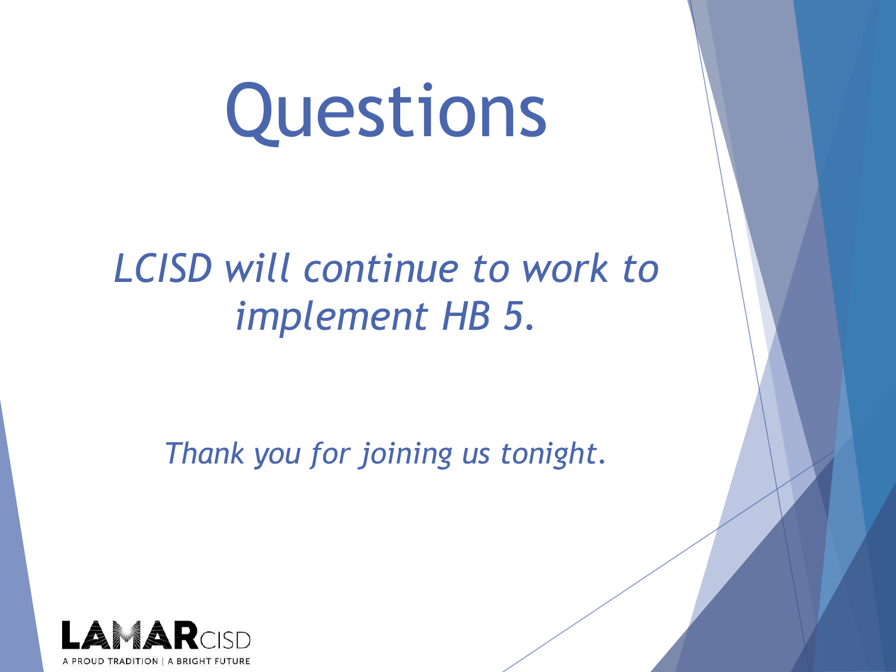# Questions

*LCISD will continue to work to implement HB 5.*

*Thank you for joining us tonight.*

LAMAR CISD
A PROUD TRADITION | A BRIGHT FUTURE